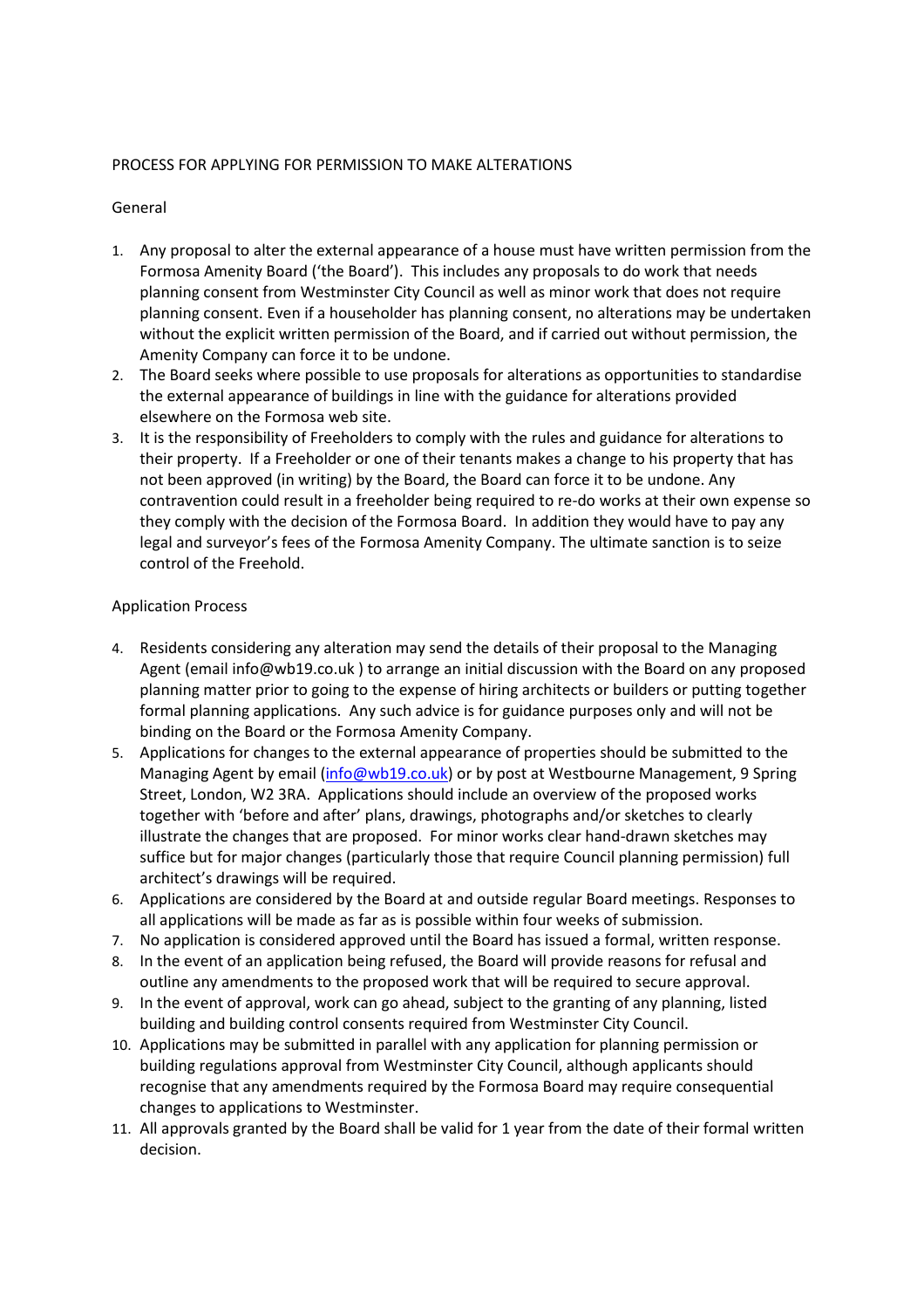# PROCESS FOR APPLYING FOR PERMISSION TO MAKE ALTERATIONS

## General

1. Any proposal to alter the external appearance of a house must have written permission from the Formosa Amenity Board ('the Board'). This includes any proposals to do work that needs planning consent from Westminster City Council as well as minor work that does not require planning consent. Even if a householder has planning consent, no alterations may be undertaken without the explicit written permission of the Board, and if carried out without permission, the Amenity Company can force it to be undone.
2. The Board seeks where possible to use proposals for alterations as opportunities to standardise the external appearance of buildings in line with the guidance for alterations provided elsewhere on the Formosa web site.
3. It is the responsibility of Freeholders to comply with the rules and guidance for alterations to their property. If a Freeholder or one of their tenants makes a change to his property that has not been approved (in writing) by the Board, the Board can force it to be undone. Any contravention could result in a freeholder being required to re-do works at their own expense so they comply with the decision of the Formosa Board. In addition they would have to pay any legal and surveyor's fees of the Formosa Amenity Company. The ultimate sanction is to seize control of the Freehold.

## Application Process

4. Residents considering any alteration may send the details of their proposal to the Managing Agent (email info@wb19.co.uk ) to arrange an initial discussion with the Board on any proposed planning matter prior to going to the expense of hiring architects or builders or putting together formal planning applications. Any such advice is for guidance purposes only and will not be binding on the Board or the Formosa Amenity Company.
5. Applications for changes to the external appearance of properties should be submitted to the Managing Agent by email (info@wb19.co.uk) or by post at Westbourne Management, 9 Spring Street, London, W2 3RA. Applications should include an overview of the proposed works together with 'before and after' plans, drawings, photographs and/or sketches to clearly illustrate the changes that are proposed. For minor works clear hand-drawn sketches may suffice but for major changes (particularly those that require Council planning permission) full architect's drawings will be required.
6. Applications are considered by the Board at and outside regular Board meetings. Responses to all applications will be made as far as is possible within four weeks of submission.
7. No application is considered approved until the Board has issued a formal, written response.
8. In the event of an application being refused, the Board will provide reasons for refusal and outline any amendments to the proposed work that will be required to secure approval.
9. In the event of approval, work can go ahead, subject to the granting of any planning, listed building and building control consents required from Westminster City Council.
10. Applications may be submitted in parallel with any application for planning permission or building regulations approval from Westminster City Council, although applicants should recognise that any amendments required by the Formosa Board may require consequential changes to applications to Westminster.
11. All approvals granted by the Board shall be valid for 1 year from the date of their formal written decision.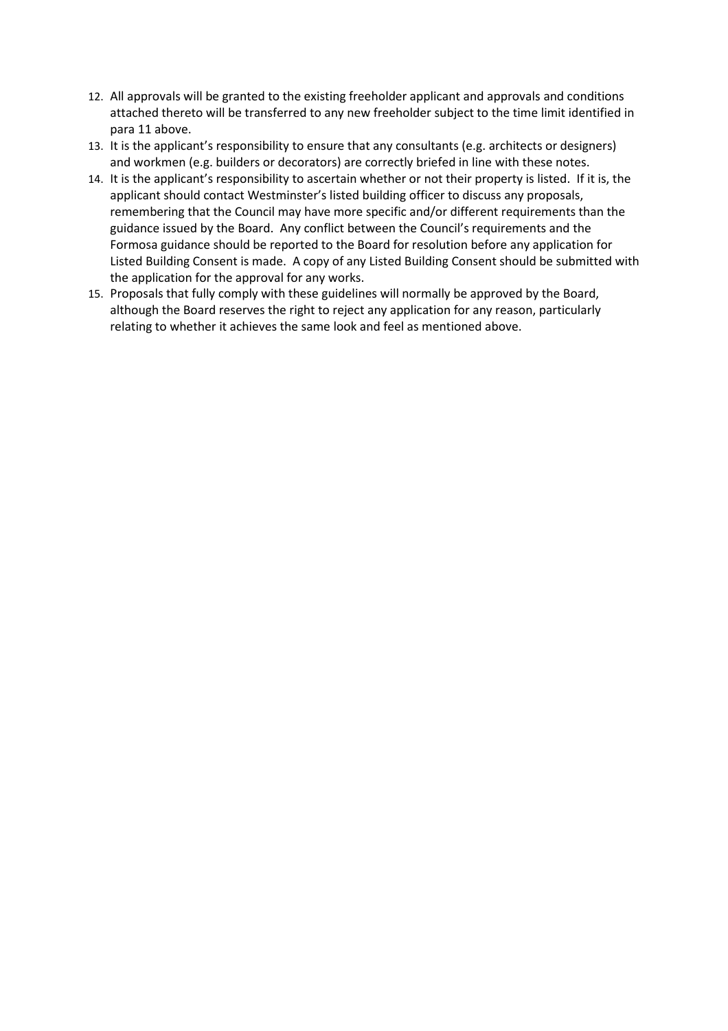12. All approvals will be granted to the existing freeholder applicant and approvals and conditions attached thereto will be transferred to any new freeholder subject to the time limit identified in para 11 above.
13. It is the applicant's responsibility to ensure that any consultants (e.g. architects or designers) and workmen (e.g. builders or decorators) are correctly briefed in line with these notes.
14. It is the applicant's responsibility to ascertain whether or not their property is listed. If it is, the applicant should contact Westminster's listed building officer to discuss any proposals, remembering that the Council may have more specific and/or different requirements than the guidance issued by the Board. Any conflict between the Council's requirements and the Formosa guidance should be reported to the Board for resolution before any application for Listed Building Consent is made. A copy of any Listed Building Consent should be submitted with the application for the approval for any works.
15. Proposals that fully comply with these guidelines will normally be approved by the Board, although the Board reserves the right to reject any application for any reason, particularly relating to whether it achieves the same look and feel as mentioned above.